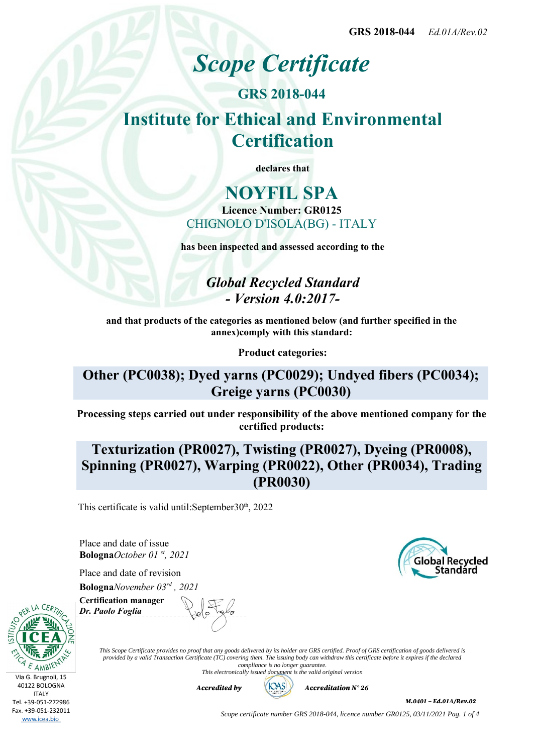# *Scope Certificate*

## GRS 2018-044

## Institute for Ethical and Environmental Certification

**declares that**

# NOYFIL SPA

**Licence Number: GR0125**

CHIGNOLO D'ISOLA(BG) - ITALY

**has been inspected and assessed according to the**

## *Global Recycled Standard - Version 4.0:2017-*

**and that products of the categories as mentioned below (and further specified in the annex)comply with this standard:**

**Product categories:**

## Other (PC0038); Dyed yarns (PC0029); Undyed fibers (PC0034); Greige yarns (PC0030)

**Processing steps carried out under responsibility of the above mentioned company for the certified products:**

## Texturization (PR0027), Twisting (PR0027), Dyeing (PR0008), Spinning (PR0027), Warping (PR0022), Other (PR0034), Trading (PR0030)

This certificate is valid until:September30th, 2022

Place and date of issue
**Bologna***October 01 st, 2021*

Place and date of revision
**Bologna***November 03rd , 2021*

**Certification manager**
***Dr. Paolo Foglia***

*This Scope Certificate provides no proof that any goods delivered by its holder are GRS certified. Proof of GRS certification of goods delivered is provided by a valid Transaction Certificate (TC) covering them. The issuing body can withdraw this certificate before it expires if the declared compliance is no longer guarantee.*
*This electronically issued document is the valid original version*

***Accredited by*** IOAS ***Accreditation N° 26***

Via G. Brugnoli, 15
40122 BOLOGNA
ITALY
Tel. +39-051-272986
Fax. +39-051-232011
www.icea.bio

***M.0401 – Ed.01A/Rev.02***

*Scope certificate number GRS 2018-044, licence number GR0125, 03/11/2021*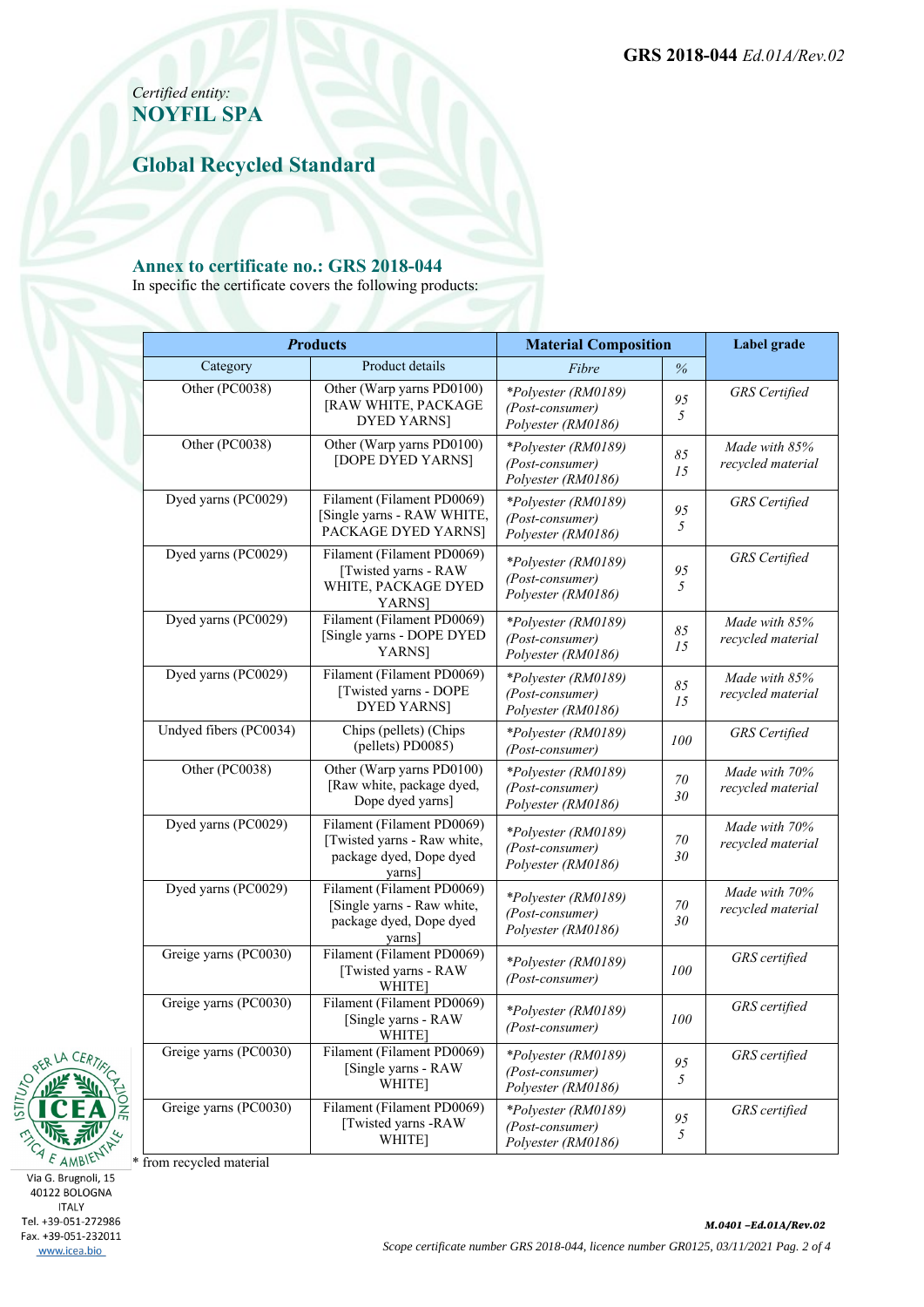Certified entity:

**NOYFIL SPA**

## Global Recycled Standard

### Annex to certificate no.: GRS 2018-044

In specific the certificate covers the following products:

| *Products* | | Material Composition | | Label grade |
|---|---|---|---|---|
| Category | Product details | *Fibre* | *%* | |
| Other (PC0038) | Other (Warp yarns PD0100) [RAW WHITE, PACKAGE DYED YARNS] | *\*Polyester (RM0189) (Post-consumer)*<br>*Polyester (RM0186)* | *95*<br>*5* | *GRS Certified* |
| Other (PC0038) | Other (Warp yarns PD0100) [DOPE DYED YARNS] | *\*Polyester (RM0189) (Post-consumer)*<br>*Polyester (RM0186)* | *85*<br>*15* | *Made with 85% recycled material* |
| Dyed yarns (PC0029) | Filament (Filament PD0069) [Single yarns - RAW WHITE, PACKAGE DYED YARNS] | *\*Polyester (RM0189) (Post-consumer)*<br>*Polyester (RM0186)* | *95*<br>*5* | *GRS Certified* |
| Dyed yarns (PC0029) | Filament (Filament PD0069) [Twisted yarns - RAW WHITE, PACKAGE DYED YARNS] | *\*Polyester (RM0189) (Post-consumer)*<br>*Polyester (RM0186)* | *95*<br>*5* | *GRS Certified* |
| Dyed yarns (PC0029) | Filament (Filament PD0069) [Single yarns - DOPE DYED YARNS] | *\*Polyester (RM0189) (Post-consumer)*<br>*Polyester (RM0186)* | *85*<br>*15* | *Made with 85% recycled material* |
| Dyed yarns (PC0029) | Filament (Filament PD0069) [Twisted yarns - DOPE DYED YARNS] | *\*Polyester (RM0189) (Post-consumer)*<br>*Polyester (RM0186)* | *85*<br>*15* | *Made with 85% recycled material* |
| Undyed fibers (PC0034) | Chips (pellets) (Chips (pellets) PD0085) | *\*Polyester (RM0189) (Post-consumer)* | *100* | *GRS Certified* |
| Other (PC0038) | Other (Warp yarns PD0100) [Raw white, package dyed, Dope dyed yarns] | *\*Polyester (RM0189) (Post-consumer)*<br>*Polyester (RM0186)* | *70*<br>*30* | *Made with 70% recycled material* |
| Dyed yarns (PC0029) | Filament (Filament PD0069) [Twisted yarns - Raw white, package dyed, Dope dyed yarns] | *\*Polyester (RM0189) (Post-consumer)*<br>*Polyester (RM0186)* | *70*<br>*30* | *Made with 70% recycled material* |
| Dyed yarns (PC0029) | Filament (Filament PD0069) [Single yarns - Raw white, package dyed, Dope dyed yarns] | *\*Polyester (RM0189) (Post-consumer)*<br>*Polyester (RM0186)* | *70*<br>*30* | *Made with 70% recycled material* |
| Greige yarns (PC0030) | Filament (Filament PD0069) [Twisted yarns - RAW WHITE] | *\*Polyester (RM0189) (Post-consumer)* | *100* | *GRS certified* |
| Greige yarns (PC0030) | Filament (Filament PD0069) [Single yarns - RAW WHITE] | *\*Polyester (RM0189) (Post-consumer)* | *100* | *GRS certified* |
| Greige yarns (PC0030) | Filament (Filament PD0069) [Single yarns - RAW WHITE] | *\*Polyester (RM0189) (Post-consumer)*<br>*Polyester (RM0186)* | *95*<br>*5* | *GRS certified* |
| Greige yarns (PC0030) | Filament (Filament PD0069) [Twisted yarns -RAW WHITE] | *\*Polyester (RM0189) (Post-consumer)*<br>*Polyester (RM0186)* | *95*<br>*5* | *GRS certified* |

\* from recycled material

Via G. Brugnoli, 15
40122 BOLOGNA
ITALY
Tel. +39-051-272986
Fax. +39-051-232011
www.icea.bio

*Scope certificate number GRS 2018-044, licence number GR0125, 03/11/2021*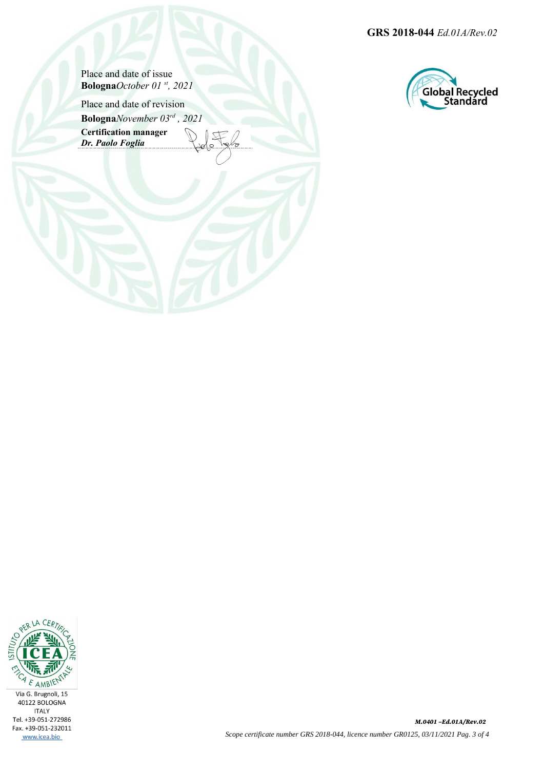Place and date of issue
**Bologna***October 01 st, 2021*

Place and date of revision
**Bologna***November 03rd , 2021*

**Certification manager**
***Dr. Paolo Foglia***

Via G. Brugnoli, 15
40122 BOLOGNA
ITALY
Tel. +39-051-272986
Fax. +39-051-232011
www.icea.bio

***M.0401 –Ed.01A/Rev.02***

*Scope certificate number GRS 2018-044, licence number GR0125, 03/11/2021*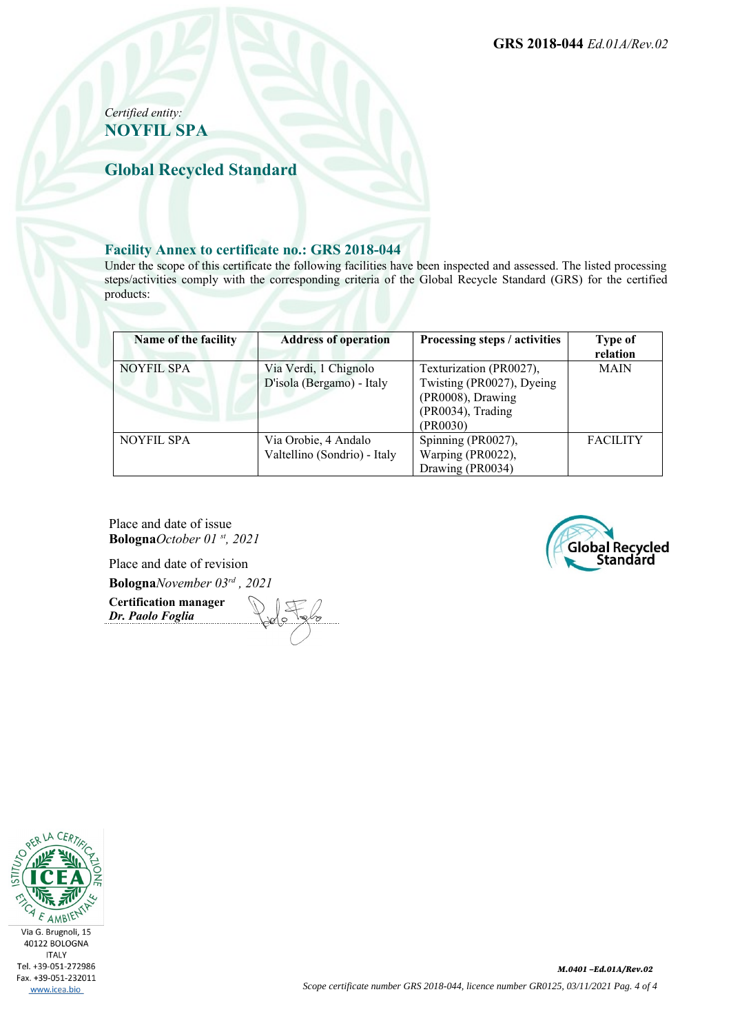*Certified entity:*
## NOYFIL SPA

## Global Recycled Standard

### Facility Annex to certificate no.: GRS 2018-044

Under the scope of this certificate the following facilities have been inspected and assessed. The listed processing steps/activities comply with the corresponding criteria of the Global Recycle Standard (GRS) for the certified products:

| Name of the facility | Address of operation | Processing steps / activities | Type of relation |
|---|---|---|---|
| NOYFIL SPA | Via Verdi, 1 Chignolo D'isola (Bergamo) - Italy | Texturization (PR0027), Twisting (PR0027), Dyeing (PR0008), Drawing (PR0034), Trading (PR0030) | MAIN |
| NOYFIL SPA | Via Orobie, 4 Andalo Valtellino (Sondrio) - Italy | Spinning (PR0027), Warping (PR0022), Drawing (PR0034) | FACILITY |

Place and date of issue
**Bologna***October 01 st, 2021*

Place and date of revision
**Bologna***November 03rd , 2021*

**Certification manager**
***Dr. Paolo Foglia***

Global Recycled Standard

Via G. Brugnoli, 15
40122 BOLOGNA
ITALY
Tel. +39-051-272986
Fax. +39-051-232011
www.icea.bio

***M.0401 –Ed.01A/Rev.02***

*Scope certificate number GRS 2018-044, licence number GR0125, 03/11/2021*